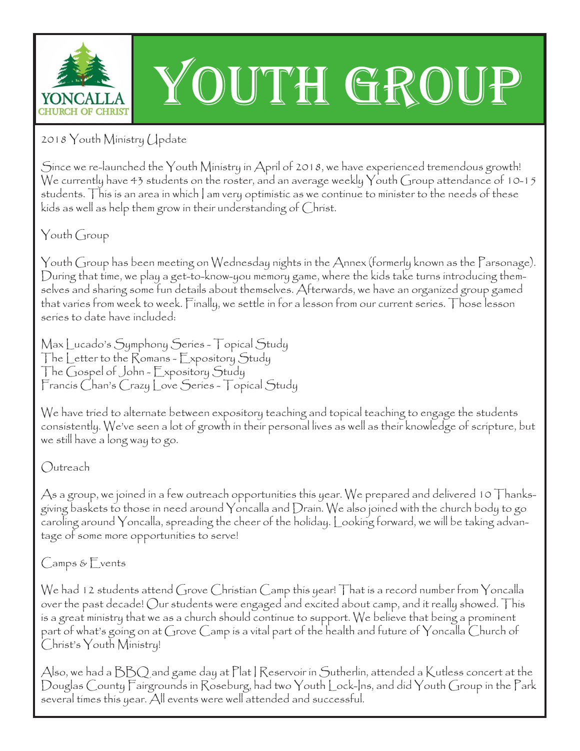YONCALLA CHURCH OF CHRIST

# Youth Group

## 2018 Youth Ministry Update

Since we re-launched the Youth Ministry in April of 2018, we have experienced tremendous growth! We currently have 43 students on the roster, and an average weekly Youth Group attendance of 10-15 students. This is an area in which I am very optimistic as we continue to minister to the needs of these kids as well as help them grow in their understanding of Christ.

## Youth Group

Youth Group has been meeting on Wednesday nights in the Annex (formerly known as the Parsonage). During that time, we play a get-to-know-you memory game, where the kids take turns introducing themselves and sharing some fun details about themselves. Afterwards, we have an organized group gamed that varies from week to week. Finally, we settle in for a lesson from our current series. Those lesson series to date have included:

Max Lucado's Symphony Series - Topical Study
The Letter to the Romans - Expository Study
The Gospel of John - Expository Study
Francis Chan's Crazy Love Series - Topical Study

We have tried to alternate between expository teaching and topical teaching to engage the students consistently. We've seen a lot of growth in their personal lives as well as their knowledge of scripture, but we still have a long way to go.

## Outreach

As a group, we joined in a few outreach opportunities this year. We prepared and delivered 10 Thanksgiving baskets to those in need around Yoncalla and Drain. We also joined with the church body to go caroling around Yoncalla, spreading the cheer of the holiday. Looking forward, we will be taking advantage of some more opportunities to serve!

## Camps & Events

We had 12 students attend Grove Christian Camp this year! That is a record number from Yoncalla over the past decade! Our students were engaged and excited about camp, and it really showed. This is a great ministry that we as a church should continue to support. We believe that being a prominent part of what's going on at Grove Camp is a vital part of the health and future of Yoncalla Church of Christ's Youth Ministry!

Also, we had a BBQ and game day at Plat I Reservoir in Sutherlin, attended a Kutless concert at the Douglas County Fairgrounds in Roseburg, had two Youth Lock-Ins, and did Youth Group in the Park several times this year. All events were well attended and successful.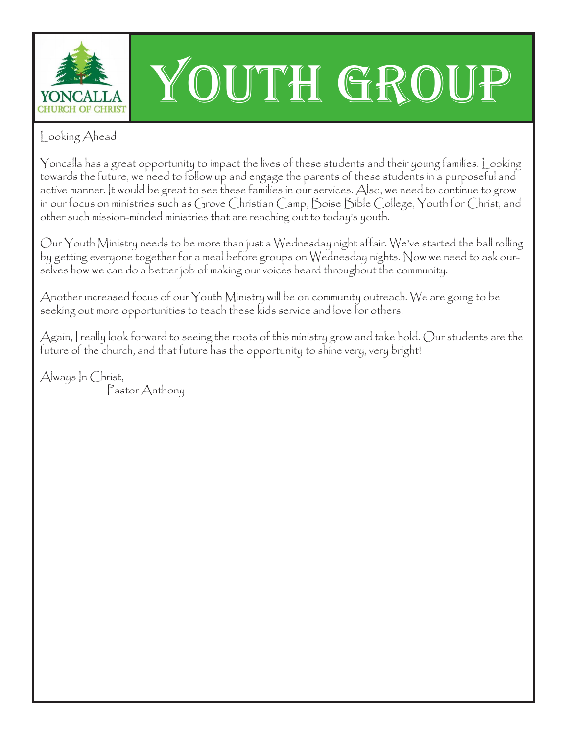# YOUTH GROUP

YONCALLA CHURCH OF CHRIST

Looking Ahead

Yoncalla has a great opportunity to impact the lives of these students and their young families. Looking towards the future, we need to follow up and engage the parents of these students in a purposeful and active manner. It would be great to see these families in our services. Also, we need to continue to grow in our focus on ministries such as Grove Christian Camp, Boise Bible College, Youth for Christ, and other such mission-minded ministries that are reaching out to today's youth.

Our Youth Ministry needs to be more than just a Wednesday night affair. We've started the ball rolling by getting everyone together for a meal before groups on Wednesday nights. Now we need to ask ourselves how we can do a better job of making our voices heard throughout the community.

Another increased focus of our Youth Ministry will be on community outreach. We are going to be seeking out more opportunities to teach these kids service and love for others.

Again, I really look forward to seeing the roots of this ministry grow and take hold. Our students are the future of the church, and that future has the opportunity to shine very, very bright!

Always In Christ,
Pastor Anthony